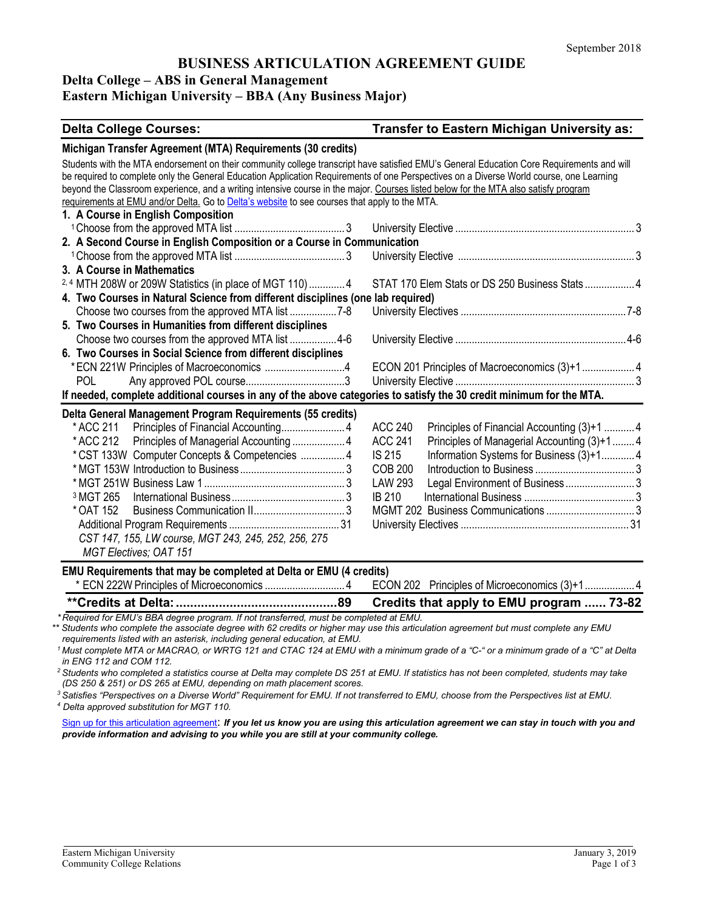September 2018

# BUSINESS ARTICULATION AGREEMENT GUIDE

## Delta College – ABS in General Management
## Eastern Michigan University – BBA (Any Business Major)

| Delta College Courses: | Transfer to Eastern Michigan University as: |
|---|---|
| **Michigan Transfer Agreement (MTA) Requirements (30 credits)** | |
| Students with the MTA endorsement on their community college transcript have satisfied EMU's General Education Core Requirements and will be required to complete only the General Education Application Requirements of one Perspectives on a Diverse World course, one Learning beyond the Classroom experience, and a writing intensive course in the major. Courses listed below for the MTA also satisfy program requirements at EMU and/or Delta. Go to Delta's website to see courses that apply to the MTA. | |
| **1. A Course in English Composition** | |
| [1] Choose from the approved MTA list ........ 3 | University Elective ........ 3 |
| **2. A Second Course in English Composition or a Course in Communication** | |
| [1] Choose from the approved MTA list ........ 3 | University Elective ........ 3 |
| **3. A Course in Mathematics** | |
| [2, 4] MTH 208W or 209W Statistics (in place of MGT 110) ........ 4 | STAT 170 Elem Stats or DS 250 Business Stats ........ 4 |
| **4. Two Courses in Natural Science from different disciplines (one lab required)** | |
| Choose two courses from the approved MTA list ........ 7-8 | University Electives ........ 7-8 |
| **5. Two Courses in Humanities from different disciplines** | |
| Choose two courses from the approved MTA list ........ 4-6 | University Elective ........ 4-6 |
| **6. Two Courses in Social Science from different disciplines** | |
| * ECN 221W Principles of Macroeconomics ........ 4 | ECON 201 Principles of Macroeconomics (3)+1 ........ 4 |
| POL Any approved POL course ........ 3 | University Elective ........ 3 |
| **If needed, complete additional courses in any of the above categories to satisfy the 30 credit minimum for the MTA.** | |
| **Delta General Management Program Requirements (55 credits)** | |
| * ACC 211 Principles of Financial Accounting ........ 4 | ACC 240 Principles of Financial Accounting (3)+1 ........ 4 |
| * ACC 212 Principles of Managerial Accounting ........ 4 | ACC 241 Principles of Managerial Accounting (3)+1 ........ 4 |
| * CST 133W Computer Concepts & Competencies ........ 4 | IS 215 Information Systems for Business (3)+1 ........ 4 |
| * MGT 153W Introduction to Business ........ 3 | COB 200 Introduction to Business ........ 3 |
| * MGT 251W Business Law 1 ........ 3 | LAW 293 Legal Environment of Business ........ 3 |
| [3] MGT 265 International Business ........ 3 | IB 210 International Business ........ 3 |
| * OAT 152 Business Communication II ........ 3 | MGMT 202 Business Communications ........ 3 |
| Additional Program Requirements ........ 31<br>*CST 147, 155, LW course, MGT 243, 245, 252, 256, 275 MGT Electives; OAT 151* | University Electives ........ 31 |
| **EMU Requirements that may be completed at Delta or EMU (4 credits)** | |
| * ECN 222W Principles of Microeconomics ........ 4 | ECON 202 Principles of Microeconomics (3)+1 ........ 4 |
| **\*\*Credits at Delta: ........ 89** | **Credits that apply to EMU program ...... 73-82** |

*\* Required for EMU's BBA degree program. If not transferred, must be completed at EMU.*

*\*\* Students who complete the associate degree with 62 credits or higher may use this articulation agreement but must complete any EMU requirements listed with an asterisk, including general education, at EMU.*

*[1] Must complete MTA or MACRAO, or WRTG 121 and CTAC 124 at EMU with a minimum grade of a "C-" or a minimum grade of a "C" at Delta in ENG 112 and COM 112.*

*[2] Students who completed a statistics course at Delta may complete DS 251 at EMU. If statistics has not been completed, students may take (DS 250 & 251) or DS 265 at EMU, depending on math placement scores.*

*[3] Satisfies "Perspectives on a Diverse World" Requirement for EMU. If not transferred to EMU, choose from the Perspectives list at EMU.*

*[4] Delta approved substitution for MGT 110.*

Sign up for this articulation agreement: ***If you let us know you are using this articulation agreement we can stay in touch with you and provide information and advising to you while you are still at your community college.***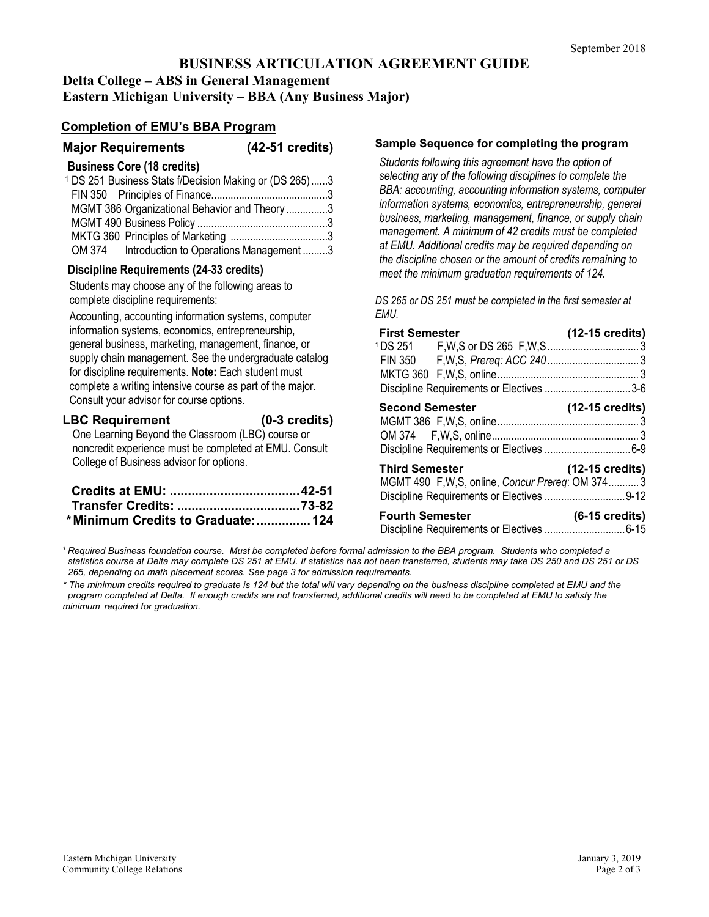September 2018

# BUSINESS ARTICULATION AGREEMENT GUIDE

## Delta College – ABS in General Management
## Eastern Michigan University – BBA (Any Business Major)

### Completion of EMU's BBA Program

### Major Requirements (42-51 credits)

**Business Core (18 credits)**

| Course | Title | Credits |
|---|---|---|
| [1] DS 251 | Business Stats f/Decision Making or (DS 265) | 3 |
| FIN 350 | Principles of Finance | 3 |
| MGMT 386 | Organizational Behavior and Theory | 3 |
| MGMT 490 | Business Policy | 3 |
| MKTG 360 | Principles of Marketing | 3 |
| OM 374 | Introduction to Operations Management | 3 |

**Discipline Requirements (24-33 credits)**

Students may choose any of the following areas to complete discipline requirements:

Accounting, accounting information systems, computer information systems, economics, entrepreneurship, general business, marketing, management, finance, or supply chain management. See the undergraduate catalog for discipline requirements. **Note:** Each student must complete a writing intensive course as part of the major. Consult your advisor for course options.

### LBC Requirement (0-3 credits)

One Learning Beyond the Classroom (LBC) course or noncredit experience must be completed at EMU. Consult College of Business advisor for options.

| | |
|---|---|
| **Credits at EMU:** | **42-51** |
| **Transfer Credits:** | **73-82** |
| **\*Minimum Credits to Graduate:** | **124** |

### Sample Sequence for completing the program

*Students following this agreement have the option of selecting any of the following disciplines to complete the BBA: accounting, accounting information systems, computer information systems, economics, entrepreneurship, general business, marketing, management, finance, or supply chain management. A minimum of 42 credits must be completed at EMU. Additional credits may be required depending on the discipline chosen or the amount of credits remaining to meet the minimum graduation requirements of 124.*

*DS 265 or DS 251 must be completed in the first semester at EMU.*

**First Semester (12-15 credits)**

| Course | Details | Credits |
|---|---|---|
| [1] DS 251 | F,W,S or DS 265 F,W,S | 3 |
| FIN 350 | F,W,S, *Prereq: ACC 240* | 3 |
| MKTG 360 | F,W,S, online | 3 |
| Discipline Requirements or Electives | | 3-6 |

**Second Semester (12-15 credits)**

| Course | Details | Credits |
|---|---|---|
| MGMT 386 | F,W,S, online | 3 |
| OM 374 | F,W,S, online | 3 |
| Discipline Requirements or Electives | | 6-9 |

**Third Semester (12-15 credits)**

| Course | Details | Credits |
|---|---|---|
| MGMT 490 | F,W,S, online, *Concur Prereq*: OM 374 | 3 |
| Discipline Requirements or Electives | | 9-12 |

**Fourth Semester (6-15 credits)**

| Course | Details | Credits |
|---|---|---|
| Discipline Requirements or Electives | | 6-15 |

*[1] Required Business foundation course. Must be completed before formal admission to the BBA program. Students who completed a statistics course at Delta may complete DS 251 at EMU. If statistics has not been transferred, students may take DS 250 and DS 251 or DS 265, depending on math placement scores. See page 3 for admission requirements.*

*\* The minimum credits required to graduate is 124 but the total will vary depending on the business discipline completed at EMU and the program completed at Delta. If enough credits are not transferred, additional credits will need to be completed at EMU to satisfy the minimum required for graduation.*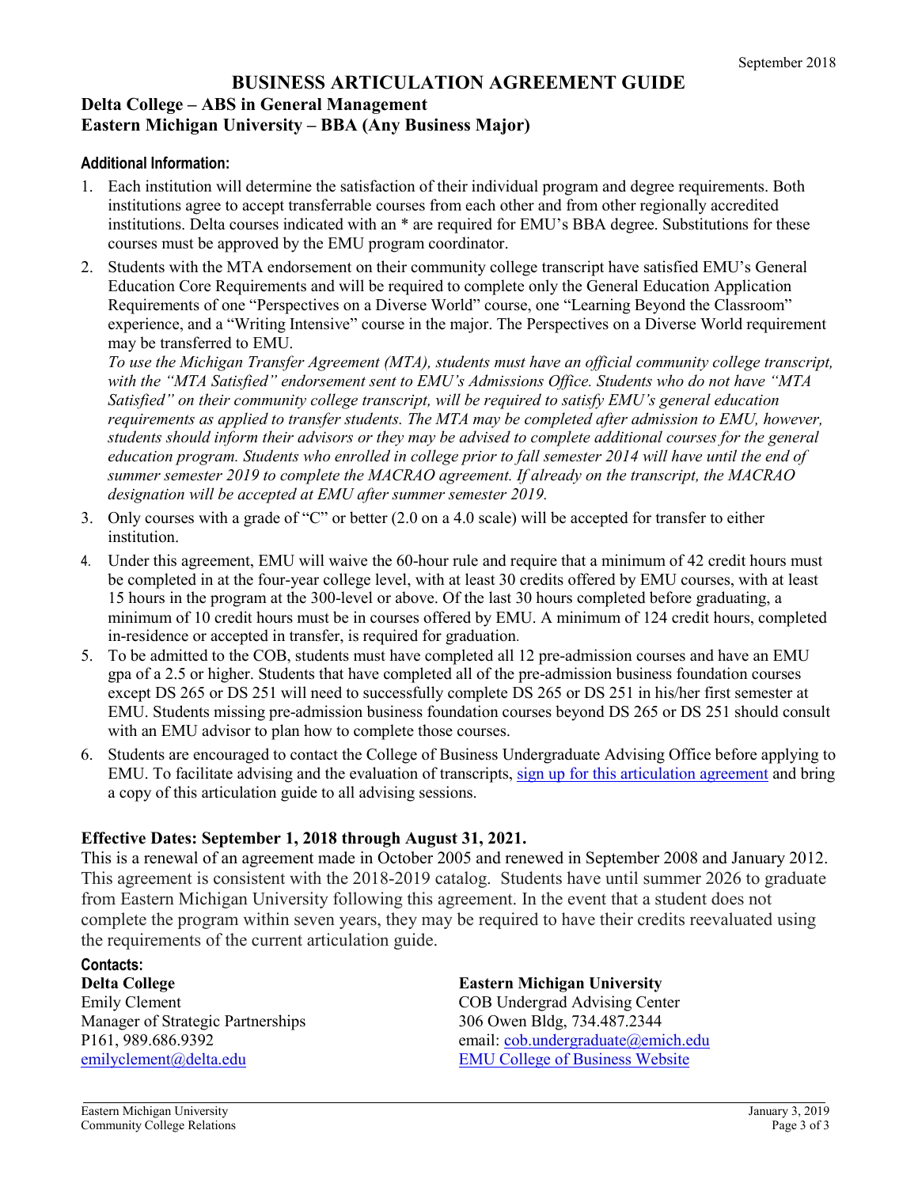September 2018

# BUSINESS ARTICULATION AGREEMENT GUIDE

## Delta College – ABS in General Management
## Eastern Michigan University – BBA (Any Business Major)

### Additional Information:

1. Each institution will determine the satisfaction of their individual program and degree requirements. Both institutions agree to accept transferrable courses from each other and from other regionally accredited institutions. Delta courses indicated with an * are required for EMU's BBA degree. Substitutions for these courses must be approved by the EMU program coordinator.
2. Students with the MTA endorsement on their community college transcript have satisfied EMU's General Education Core Requirements and will be required to complete only the General Education Application Requirements of one "Perspectives on a Diverse World" course, one "Learning Beyond the Classroom" experience, and a "Writing Intensive" course in the major. The Perspectives on a Diverse World requirement may be transferred to EMU.
   *To use the Michigan Transfer Agreement (MTA), students must have an official community college transcript, with the "MTA Satisfied" endorsement sent to EMU's Admissions Office. Students who do not have "MTA Satisfied" on their community college transcript, will be required to satisfy EMU's general education requirements as applied to transfer students. The MTA may be completed after admission to EMU, however, students should inform their advisors or they may be advised to complete additional courses for the general education program. Students who enrolled in college prior to fall semester 2014 will have until the end of summer semester 2019 to complete the MACRAO agreement. If already on the transcript, the MACRAO designation will be accepted at EMU after summer semester 2019.*
3. Only courses with a grade of "C" or better (2.0 on a 4.0 scale) will be accepted for transfer to either institution.
4. Under this agreement, EMU will waive the 60-hour rule and require that a minimum of 42 credit hours must be completed in at the four-year college level, with at least 30 credits offered by EMU courses, with at least 15 hours in the program at the 300-level or above. Of the last 30 hours completed before graduating, a minimum of 10 credit hours must be in courses offered by EMU. A minimum of 124 credit hours, completed in-residence or accepted in transfer, is required for graduation.
5. To be admitted to the COB, students must have completed all 12 pre-admission courses and have an EMU gpa of a 2.5 or higher. Students that have completed all of the pre-admission business foundation courses except DS 265 or DS 251 will need to successfully complete DS 265 or DS 251 in his/her first semester at EMU. Students missing pre-admission business foundation courses beyond DS 265 or DS 251 should consult with an EMU advisor to plan how to complete those courses.
6. Students are encouraged to contact the College of Business Undergraduate Advising Office before applying to EMU. To facilitate advising and the evaluation of transcripts, sign up for this articulation agreement and bring a copy of this articulation guide to all advising sessions.

**Effective Dates: September 1, 2018 through August 31, 2021.**

This is a renewal of an agreement made in October 2005 and renewed in September 2008 and January 2012. This agreement is consistent with the 2018-2019 catalog. Students have until summer 2026 to graduate from Eastern Michigan University following this agreement. In the event that a student does not complete the program within seven years, they may be required to have their credits reevaluated using the requirements of the current articulation guide.

### Contacts:

**Delta College**
Emily Clement
Manager of Strategic Partnerships
P161, 989.686.9392
emilyclement@delta.edu

**Eastern Michigan University**
COB Undergrad Advising Center
306 Owen Bldg, 734.487.2344
email: cob.undergraduate@emich.edu
EMU College of Business Website